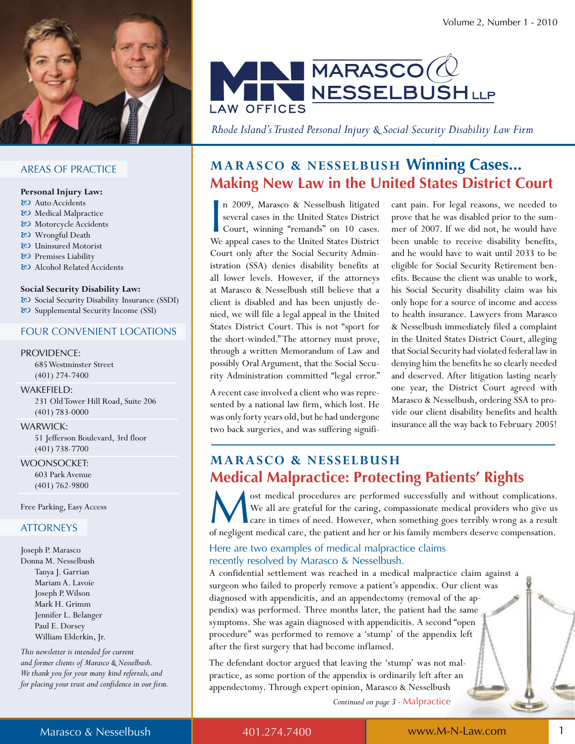Volume 2, Number 1 - 2010

# MARASCO & NESSELBUSH LLP LAW OFFICES

*Rhode Island's Trusted Personal Injury & Social Security Disability Law Firm*

## MARASCO & NESSELBUSH Winning Cases... Making New Law in the United States District Court

In 2009, Marasco & Nesselbush litigated several cases in the United States District Court, winning "remands" on 10 cases. We appeal cases to the United States District Court only after the Social Security Administration (SSA) denies disability benefits at all lower levels. However, if the attorneys at Marasco & Nesselbush still believe that a client is disabled and has been unjustly denied, we will file a legal appeal in the United States District Court. This is not "sport for the short-winded." The attorney must prove, through a written Memorandum of Law and possibly Oral Argument, that the Social Security Administration committed "legal error."

A recent case involved a client who was represented by a national law firm, which lost. He was only forty years old, but he had undergone two back surgeries, and was suffering significant pain. For legal reasons, we needed to prove that he was disabled prior to the summer of 2007. If we did not, he would have been unable to receive disability benefits, and he would have to wait until 2033 to be eligible for Social Security Retirement benefits. Because the client was unable to work, his Social Security disability claim was his only hope for a source of income and access to health insurance. Lawyers from Marasco & Nesselbush immediately filed a complaint in the United States District Court, alleging that Social Security had violated federal law in denying him the benefits he so clearly needed and deserved. After litigation lasting nearly one year, the District Court agreed with Marasco & Nesselbush, ordering SSA to provide our client disability benefits and health insurance all the way back to February 2005!

## MARASCO & NESSELBUSH Medical Malpractice: Protecting Patients' Rights

Most medical procedures are performed successfully and without complications. We all are grateful for the caring, compassionate medical providers who give us care in times of need. However, when something goes terribly wrong as a result of negligent medical care, the patient and her or his family members deserve compensation.

### Here are two examples of medical malpractice claims recently resolved by Marasco & Nesselbush.

A confidential settlement was reached in a medical malpractice claim against a surgeon who failed to properly remove a patient's appendix. Our client was diagnosed with appendicitis, and an appendectomy (removal of the appendix) was performed. Three months later, the patient had the same symptoms. She was again diagnosed with appendicitis. A second "open procedure" was performed to remove a 'stump' of the appendix left after the first surgery that had become inflamed.

The defendant doctor argued that leaving the 'stump' was not malpractice, as some portion of the appendix is ordinarily left after an appendectomy. Through expert opinion, Marasco & Nesselbush

*Continued on page 3* - Malpractice

---

### AREAS OF PRACTICE

**Personal Injury Law:**
- Auto Accidents
- Medical Malpractice
- Motorcycle Accidents
- Wrongful Death
- Uninsured Motorist
- Premises Liability
- Alcohol Related Accidents

**Social Security Disability Law:**
- Social Security Disability Insurance (SSDI)
- Supplemental Security Income (SSI)

### FOUR CONVENIENT LOCATIONS

PROVIDENCE:
685 Westminster Street
(401) 274-7400

WAKEFIELD:
231 Old Tower Hill Road, Suite 206
(401) 783-0000

WARWICK:
51 Jefferson Boulevard, 3rd floor
(401) 738-7700

WOONSOCKET:
603 Park Avenue
(401) 762-9800

Free Parking, Easy Access

### ATTORNEYS

Joseph P. Marasco
Donna M. Nesselbush
Tanya J. Garrian
Mariam A. Lavoie
Joseph P. Wilson
Mark H. Grimm
Jennifer L. Belanger
Paul E. Dorsey
William Elderkin, Jr.

*This newsletter is intended for current and former clients of Marasco & Nesselbush. We thank you for your many kind referrals, and for placing your trust and confidence in our firm.*

Marasco & Nesselbush | 401.274.7400 | www.M-N-Law.com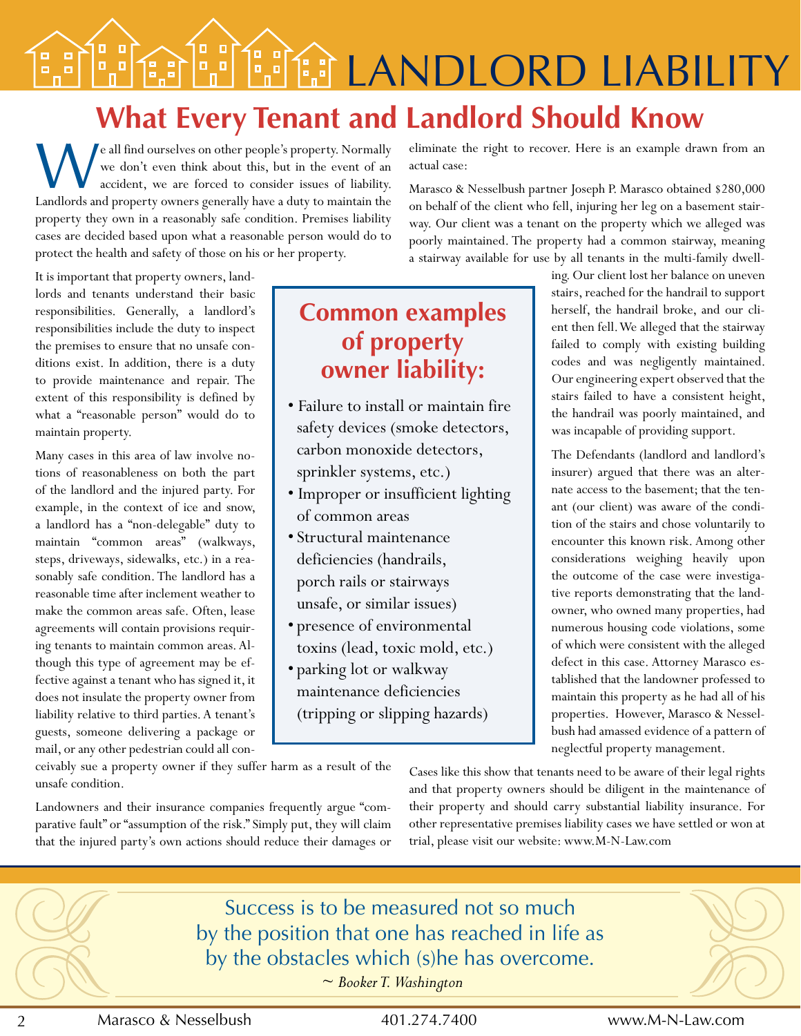# LANDLORD LIABILITY

## What Every Tenant and Landlord Should Know

We all find ourselves on other people's property. Normally we don't even think about this, but in the event of an accident, we are forced to consider issues of liability. Landlords and property owners generally have a duty to maintain the property they own in a reasonably safe condition. Premises liability cases are decided based upon what a reasonable person would do to protect the health and safety of those on his or her property.

It is important that property owners, landlords and tenants understand their basic responsibilities. Generally, a landlord's responsibilities include the duty to inspect the premises to ensure that no unsafe conditions exist. In addition, there is a duty to provide maintenance and repair. The extent of this responsibility is defined by what a "reasonable person" would do to maintain property.

Many cases in this area of law involve notions of reasonableness on both the part of the landlord and the injured party. For example, in the context of ice and snow, a landlord has a "non-delegable" duty to maintain "common areas" (walkways, steps, driveways, sidewalks, etc.) in a reasonably safe condition. The landlord has a reasonable time after inclement weather to make the common areas safe. Often, lease agreements will contain provisions requiring tenants to maintain common areas. Although this type of agreement may be effective against a tenant who has signed it, it does not insulate the property owner from liability relative to third parties. A tenant's guests, someone delivering a package or mail, or any other pedestrian could all conceivably sue a property owner if they suffer harm as a result of the unsafe condition.

Landowners and their insurance companies frequently argue "comparative fault" or "assumption of the risk." Simply put, they will claim that the injured party's own actions should reduce their damages or eliminate the right to recover. Here is an example drawn from an actual case:

Marasco & Nesselbush partner Joseph P. Marasco obtained $280,000 on behalf of the client who fell, injuring her leg on a basement stairway. Our client was a tenant on the property which we alleged was poorly maintained. The property had a common stairway, meaning a stairway available for use by all tenants in the multi-family dwelling. Our client lost her balance on uneven stairs, reached for the handrail to support herself, the handrail broke, and our client then fell. We alleged that the stairway failed to comply with existing building codes and was negligently maintained. Our engineering expert observed that the stairs failed to have a consistent height, the handrail was poorly maintained, and was incapable of providing support.

The Defendants (landlord and landlord's insurer) argued that there was an alternate access to the basement; that the tenant (our client) was aware of the condition of the stairs and chose voluntarily to encounter this known risk. Among other considerations weighing heavily upon the outcome of the case were investigative reports demonstrating that the landowner, who owned many properties, had numerous housing code violations, some of which were consistent with the alleged defect in this case. Attorney Marasco established that the landowner professed to maintain this property as he had all of his properties. However, Marasco & Nesselbush had amassed evidence of a pattern of neglectful property management.

Cases like this show that tenants need to be aware of their legal rights and that property owners should be diligent in the maintenance of their property and should carry substantial liability insurance. For other representative premises liability cases we have settled or won at trial, please visit our website: www.M-N-Law.com

### Common examples of property owner liability:

- Failure to install or maintain fire safety devices (smoke detectors, carbon monoxide detectors, sprinkler systems, etc.)
- Improper or insufficient lighting of common areas
- Structural maintenance deficiencies (handrails, porch rails or stairways unsafe, or similar issues)
- presence of environmental toxins (lead, toxic mold, etc.)
- parking lot or walkway maintenance deficiencies (tripping or slipping hazards)

Success is to be measured not so much by the position that one has reached in life as by the obstacles which (s)he has overcome.

*~ Booker T. Washington*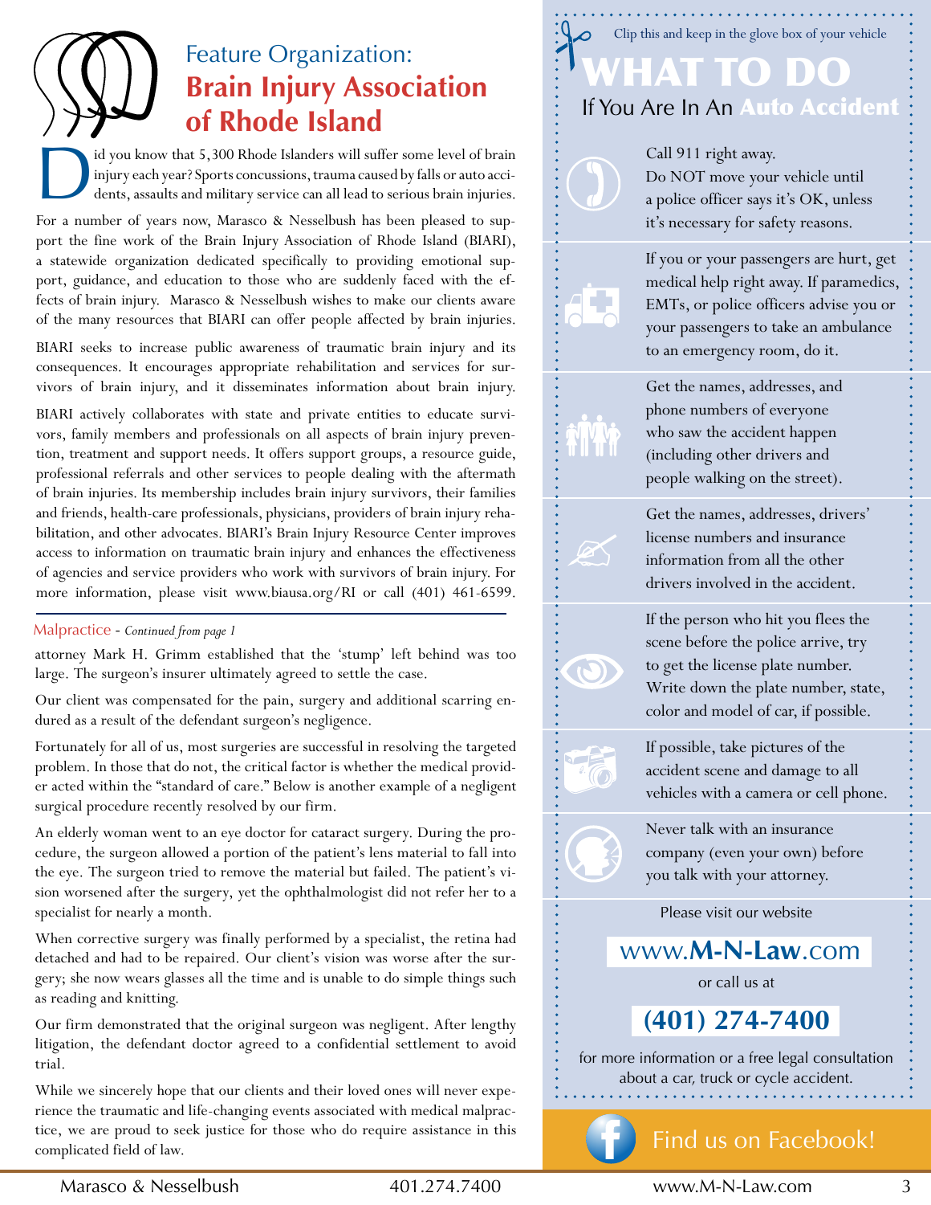## Feature Organization: **Brain Injury Association of Rhode Island**

Did you know that 5,300 Rhode Islanders will suffer some level of brain injury each year? Sports concussions, trauma caused by falls or auto accidents, assaults and military service can all lead to serious brain injuries.

For a number of years now, Marasco & Nesselbush has been pleased to support the fine work of the Brain Injury Association of Rhode Island (BIARI), a statewide organization dedicated specifically to providing emotional support, guidance, and education to those who are suddenly faced with the effects of brain injury. Marasco & Nesselbush wishes to make our clients aware of the many resources that BIARI can offer people affected by brain injuries.

BIARI seeks to increase public awareness of traumatic brain injury and its consequences. It encourages appropriate rehabilitation and services for survivors of brain injury, and it disseminates information about brain injury.

BIARI actively collaborates with state and private entities to educate survivors, family members and professionals on all aspects of brain injury prevention, treatment and support needs. It offers support groups, a resource guide, professional referrals and other services to people dealing with the aftermath of brain injuries. Its membership includes brain injury survivors, their families and friends, health-care professionals, physicians, providers of brain injury rehabilitation, and other advocates. BIARI's Brain Injury Resource Center improves access to information on traumatic brain injury and enhances the effectiveness of agencies and service providers who work with survivors of brain injury. For more information, please visit www.biausa.org/RI or call (401) 461-6599.

---

Malpractice - *Continued from page 1*

attorney Mark H. Grimm established that the 'stump' left behind was too large. The surgeon's insurer ultimately agreed to settle the case.

Our client was compensated for the pain, surgery and additional scarring endured as a result of the defendant surgeon's negligence.

Fortunately for all of us, most surgeries are successful in resolving the targeted problem. In those that do not, the critical factor is whether the medical provider acted within the "standard of care." Below is another example of a negligent surgical procedure recently resolved by our firm.

An elderly woman went to an eye doctor for cataract surgery. During the procedure, the surgeon allowed a portion of the patient's lens material to fall into the eye. The surgeon tried to remove the material but failed. The patient's vision worsened after the surgery, yet the ophthalmologist did not refer her to a specialist for nearly a month.

When corrective surgery was finally performed by a specialist, the retina had detached and had to be repaired. Our client's vision was worse after the surgery; she now wears glasses all the time and is unable to do simple things such as reading and knitting.

Our firm demonstrated that the original surgeon was negligent. After lengthy litigation, the defendant doctor agreed to a confidential settlement to avoid trial.

While we sincerely hope that our clients and their loved ones will never experience the traumatic and life-changing events associated with medical malpractice, we are proud to seek justice for those who do require assistance in this complicated field of law.

---

*Clip this and keep in the glove box of your vehicle*

# WHAT TO DO

## If You Are In An Auto Accident

Call 911 right away. Do NOT move your vehicle until a police officer says it's OK, unless it's necessary for safety reasons.

If you or your passengers are hurt, get medical help right away. If paramedics, EMTs, or police officers advise you or your passengers to take an ambulance to an emergency room, do it.

Get the names, addresses, and phone numbers of everyone who saw the accident happen (including other drivers and people walking on the street).

Get the names, addresses, drivers' license numbers and insurance information from all the other drivers involved in the accident.

If the person who hit you flees the scene before the police arrive, try to get the license plate number. Write down the plate number, state, color and model of car, if possible.

If possible, take pictures of the accident scene and damage to all vehicles with a camera or cell phone.

Never talk with an insurance company (even your own) before you talk with your attorney.

Please visit our website

**www.M-N-Law.com**

or call us at

**(401) 274-7400**

for more information or a free legal consultation about a car, truck or cycle accident.

Find us on Facebook!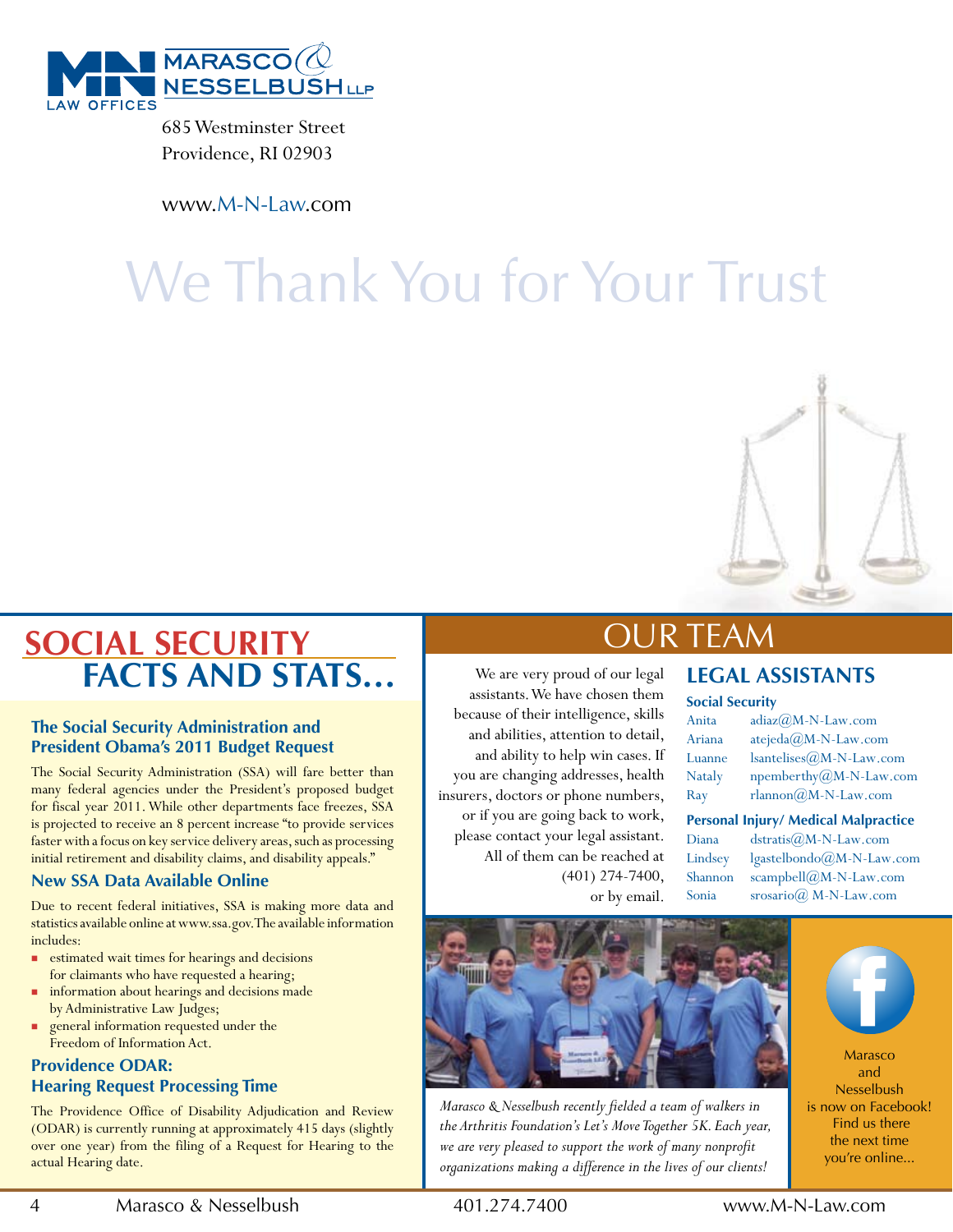MARASCO & NESSELBUSH LLP
LAW OFFICES

685 Westminster Street
Providence, RI 02903

www.M-N-Law.com

# We Thank You for Your Trust

## SOCIAL SECURITY FACTS AND STATS...

### The Social Security Administration and President Obama's 2011 Budget Request

The Social Security Administration (SSA) will fare better than many federal agencies under the President's proposed budget for fiscal year 2011. While other departments face freezes, SSA is projected to receive an 8 percent increase "to provide services faster with a focus on key service delivery areas, such as processing initial retirement and disability claims, and disability appeals."

### New SSA Data Available Online

Due to recent federal initiatives, SSA is making more data and statistics available online at www.ssa.gov. The available information includes:

- estimated wait times for hearings and decisions for claimants who have requested a hearing;
- information about hearings and decisions made by Administrative Law Judges;
- general information requested under the Freedom of Information Act.

### Providence ODAR: Hearing Request Processing Time

The Providence Office of Disability Adjudication and Review (ODAR) is currently running at approximately 415 days (slightly over one year) from the filing of a Request for Hearing to the actual Hearing date.

## OUR TEAM

We are very proud of our legal assistants. We have chosen them because of their intelligence, skills and abilities, attention to detail, and ability to help win cases. If you are changing addresses, health insurers, doctors or phone numbers, or if you are going back to work, please contact your legal assistant. All of them can be reached at (401) 274-7400, or by email.

### LEGAL ASSISTANTS

**Social Security**

| | |
|---|---|
| Anita | adiaz@M-N-Law.com |
| Ariana | atejeda@M-N-Law.com |
| Luanne | lsantelises@M-N-Law.com |
| Nataly | npemberthy@M-N-Law.com |
| Ray | rlannon@M-N-Law.com |

**Personal Injury/ Medical Malpractice**

| | |
|---|---|
| Diana | dstratis@M-N-Law.com |
| Lindsey | lgastelbondo@M-N-Law.com |
| Shannon | scampbell@M-N-Law.com |
| Sonia | srosario@ M-N-Law.com |

*Marasco & Nesselbush recently fielded a team of walkers in the Arthritis Foundation's Let's Move Together 5K. Each year, we are very pleased to support the work of many nonprofit organizations making a difference in the lives of our clients!*

Marasco and Nesselbush is now on Facebook! Find us there the next time you're online...